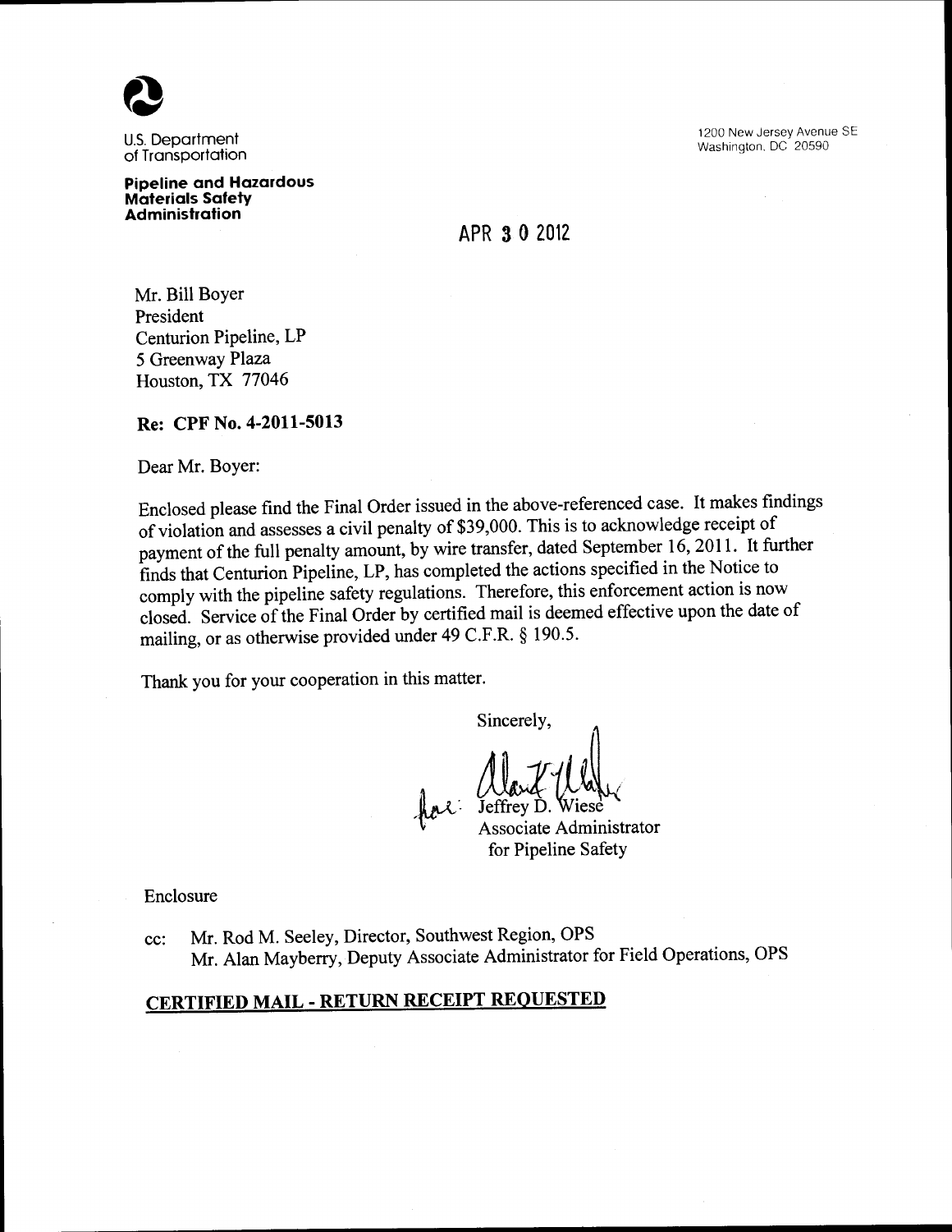U.S. Department of Transportation

**Pipeline and Hazardous Materials Safety Administration**

1200 New Jersey Avenue SE
Washington, DC 20590

APR 30 2012

Mr. Bill Boyer
President
Centurion Pipeline, LP
5 Greenway Plaza
Houston, TX 77046

**Re: CPF No. 4-2011-5013**

Dear Mr. Boyer:

Enclosed please find the Final Order issued in the above-referenced case. It makes findings of violation and assesses a civil penalty of $39,000. This is to acknowledge receipt of payment of the full penalty amount, by wire transfer, dated September 16, 2011. It further finds that Centurion Pipeline, LP, has completed the actions specified in the Notice to comply with the pipeline safety regulations. Therefore, this enforcement action is now closed. Service of the Final Order by certified mail is deemed effective upon the date of mailing, or as otherwise provided under 49 C.F.R. § 190.5.

Thank you for your cooperation in this matter.

Sincerely,

for: Jeffrey D. Wiese
Associate Administrator
for Pipeline Safety

Enclosure

cc: Mr. Rod M. Seeley, Director, Southwest Region, OPS
Mr. Alan Mayberry, Deputy Associate Administrator for Field Operations, OPS

**CERTIFIED MAIL - RETURN RECEIPT REQUESTED**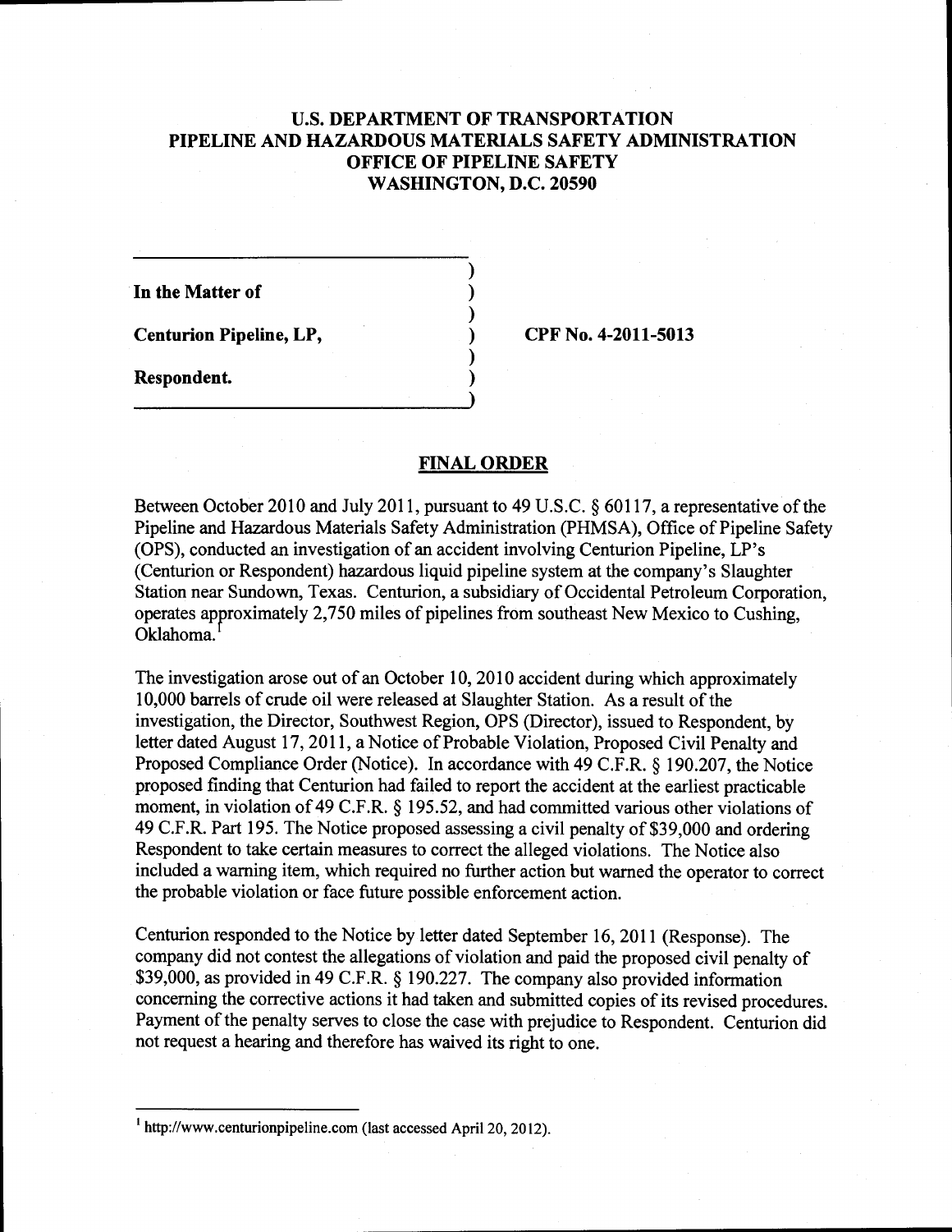# U.S. DEPARTMENT OF TRANSPORTATION
# PIPELINE AND HAZARDOUS MATERIALS SAFETY ADMINISTRATION
# OFFICE OF PIPELINE SAFETY
# WASHINGTON, D.C. 20590

**In the Matter of**

**Centurion Pipeline, LP,** **CPF No. 4-2011-5013**

**Respondent.**

## FINAL ORDER

Between October 2010 and July 2011, pursuant to 49 U.S.C. § 60117, a representative of the Pipeline and Hazardous Materials Safety Administration (PHMSA), Office of Pipeline Safety (OPS), conducted an investigation of an accident involving Centurion Pipeline, LP's (Centurion or Respondent) hazardous liquid pipeline system at the company's Slaughter Station near Sundown, Texas. Centurion, a subsidiary of Occidental Petroleum Corporation, operates approximately 2,750 miles of pipelines from southeast New Mexico to Cushing, Oklahoma.[1]

The investigation arose out of an October 10, 2010 accident during which approximately 10,000 barrels of crude oil were released at Slaughter Station. As a result of the investigation, the Director, Southwest Region, OPS (Director), issued to Respondent, by letter dated August 17, 2011, a Notice of Probable Violation, Proposed Civil Penalty and Proposed Compliance Order (Notice). In accordance with 49 C.F.R. § 190.207, the Notice proposed finding that Centurion had failed to report the accident at the earliest practicable moment, in violation of 49 C.F.R. § 195.52, and had committed various other violations of 49 C.F.R. Part 195. The Notice proposed assessing a civil penalty of $39,000 and ordering Respondent to take certain measures to correct the alleged violations. The Notice also included a warning item, which required no further action but warned the operator to correct the probable violation or face future possible enforcement action.

Centurion responded to the Notice by letter dated September 16, 2011 (Response). The company did not contest the allegations of violation and paid the proposed civil penalty of $39,000, as provided in 49 C.F.R. § 190.227. The company also provided information concerning the corrective actions it had taken and submitted copies of its revised procedures. Payment of the penalty serves to close the case with prejudice to Respondent. Centurion did not request a hearing and therefore has waived its right to one.

---

[1] http://www.centurionpipeline.com (last accessed April 20, 2012).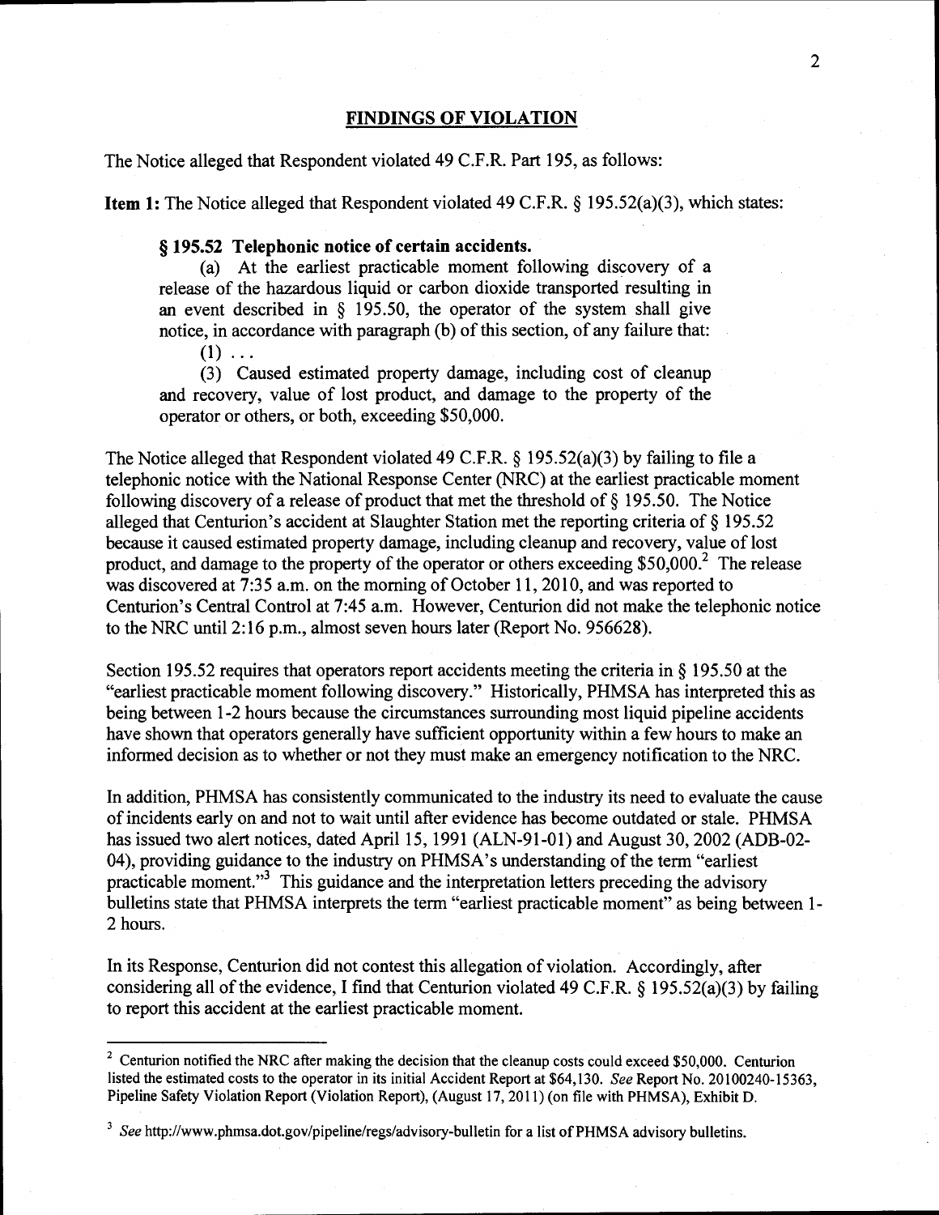## FINDINGS OF VIOLATION

The Notice alleged that Respondent violated 49 C.F.R. Part 195, as follows:

**Item 1:** The Notice alleged that Respondent violated 49 C.F.R. § 195.52(a)(3), which states:

> **§ 195.52 Telephonic notice of certain accidents.**
>
> (a) At the earliest practicable moment following discovery of a release of the hazardous liquid or carbon dioxide transported resulting in an event described in § 195.50, the operator of the system shall give notice, in accordance with paragraph (b) of this section, of any failure that:
>
> (1) . . .
>
> (3) Caused estimated property damage, including cost of cleanup and recovery, value of lost product, and damage to the property of the operator or others, or both, exceeding $50,000.

The Notice alleged that Respondent violated 49 C.F.R. § 195.52(a)(3) by failing to file a telephonic notice with the National Response Center (NRC) at the earliest practicable moment following discovery of a release of product that met the threshold of § 195.50. The Notice alleged that Centurion's accident at Slaughter Station met the reporting criteria of § 195.52 because it caused estimated property damage, including cleanup and recovery, value of lost product, and damage to the property of the operator or others exceeding $50,000.[2] The release was discovered at 7:35 a.m. on the morning of October 11, 2010, and was reported to Centurion's Central Control at 7:45 a.m. However, Centurion did not make the telephonic notice to the NRC until 2:16 p.m., almost seven hours later (Report No. 956628).

Section 195.52 requires that operators report accidents meeting the criteria in § 195.50 at the "earliest practicable moment following discovery." Historically, PHMSA has interpreted this as being between 1-2 hours because the circumstances surrounding most liquid pipeline accidents have shown that operators generally have sufficient opportunity within a few hours to make an informed decision as to whether or not they must make an emergency notification to the NRC.

In addition, PHMSA has consistently communicated to the industry its need to evaluate the cause of incidents early on and not to wait until after evidence has become outdated or stale. PHMSA has issued two alert notices, dated April 15, 1991 (ALN-91-01) and August 30, 2002 (ADB-02-04), providing guidance to the industry on PHMSA's understanding of the term "earliest practicable moment."[3] This guidance and the interpretation letters preceding the advisory bulletins state that PHMSA interprets the term "earliest practicable moment" as being between 1-2 hours.

In its Response, Centurion did not contest this allegation of violation. Accordingly, after considering all of the evidence, I find that Centurion violated 49 C.F.R. § 195.52(a)(3) by failing to report this accident at the earliest practicable moment.

---

[2] Centurion notified the NRC after making the decision that the cleanup costs could exceed $50,000. Centurion listed the estimated costs to the operator in its initial Accident Report at $64,130. *See* Report No. 20100240-15363, Pipeline Safety Violation Report (Violation Report), (August 17, 2011) (on file with PHMSA), Exhibit D.

[3] *See* http://www.phmsa.dot.gov/pipeline/regs/advisory-bulletin for a list of PHMSA advisory bulletins.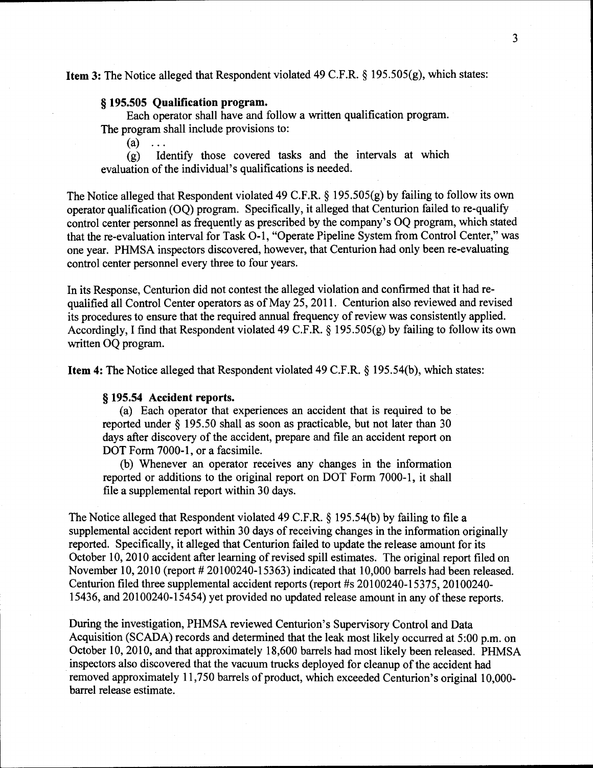**Item 3:** The Notice alleged that Respondent violated 49 C.F.R. § 195.505(g), which states:

> **§ 195.505 Qualification program.**
>
> Each operator shall have and follow a written qualification program. The program shall include provisions to:
>
> (a) . . .
>
> (g) Identify those covered tasks and the intervals at which evaluation of the individual's qualifications is needed.

The Notice alleged that Respondent violated 49 C.F.R. § 195.505(g) by failing to follow its own operator qualification (OQ) program. Specifically, it alleged that Centurion failed to re-qualify control center personnel as frequently as prescribed by the company's OQ program, which stated that the re-evaluation interval for Task O-1, "Operate Pipeline System from Control Center," was one year. PHMSA inspectors discovered, however, that Centurion had only been re-evaluating control center personnel every three to four years.

In its Response, Centurion did not contest the alleged violation and confirmed that it had re-qualified all Control Center operators as of May 25, 2011. Centurion also reviewed and revised its procedures to ensure that the required annual frequency of review was consistently applied. Accordingly, I find that Respondent violated 49 C.F.R. § 195.505(g) by failing to follow its own written OQ program.

**Item 4:** The Notice alleged that Respondent violated 49 C.F.R. § 195.54(b), which states:

> **§ 195.54 Accident reports.**
>
> (a) Each operator that experiences an accident that is required to be reported under § 195.50 shall as soon as practicable, but not later than 30 days after discovery of the accident, prepare and file an accident report on DOT Form 7000-1, or a facsimile.
>
> (b) Whenever an operator receives any changes in the information reported or additions to the original report on DOT Form 7000-1, it shall file a supplemental report within 30 days.

The Notice alleged that Respondent violated 49 C.F.R. § 195.54(b) by failing to file a supplemental accident report within 30 days of receiving changes in the information originally reported. Specifically, it alleged that Centurion failed to update the release amount for its October 10, 2010 accident after learning of revised spill estimates. The original report filed on November 10, 2010 (report # 20100240-15363) indicated that 10,000 barrels had been released. Centurion filed three supplemental accident reports (report #s 20100240-15375, 20100240-15436, and 20100240-15454) yet provided no updated release amount in any of these reports.

During the investigation, PHMSA reviewed Centurion's Supervisory Control and Data Acquisition (SCADA) records and determined that the leak most likely occurred at 5:00 p.m. on October 10, 2010, and that approximately 18,600 barrels had most likely been released. PHMSA inspectors also discovered that the vacuum trucks deployed for cleanup of the accident had removed approximately 11,750 barrels of product, which exceeded Centurion's original 10,000-barrel release estimate.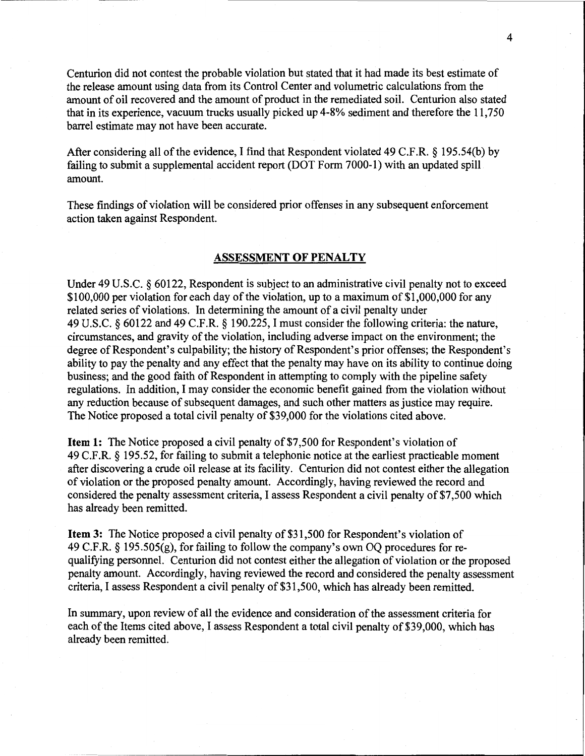Centurion did not contest the probable violation but stated that it had made its best estimate of the release amount using data from its Control Center and volumetric calculations from the amount of oil recovered and the amount of product in the remediated soil. Centurion also stated that in its experience, vacuum trucks usually picked up 4-8% sediment and therefore the 11,750 barrel estimate may not have been accurate.

After considering all of the evidence, I find that Respondent violated 49 C.F.R. § 195.54(b) by failing to submit a supplemental accident report (DOT Form 7000-1) with an updated spill amount.

These findings of violation will be considered prior offenses in any subsequent enforcement action taken against Respondent.

## ASSESSMENT OF PENALTY

Under 49 U.S.C. § 60122, Respondent is subject to an administrative civil penalty not to exceed $100,000 per violation for each day of the violation, up to a maximum of $1,000,000 for any related series of violations. In determining the amount of a civil penalty under 49 U.S.C. § 60122 and 49 C.F.R. § 190.225, I must consider the following criteria: the nature, circumstances, and gravity of the violation, including adverse impact on the environment; the degree of Respondent's culpability; the history of Respondent's prior offenses; the Respondent's ability to pay the penalty and any effect that the penalty may have on its ability to continue doing business; and the good faith of Respondent in attempting to comply with the pipeline safety regulations. In addition, I may consider the economic benefit gained from the violation without any reduction because of subsequent damages, and such other matters as justice may require. The Notice proposed a total civil penalty of $39,000 for the violations cited above.

**Item 1:** The Notice proposed a civil penalty of $7,500 for Respondent's violation of 49 C.F.R. § 195.52, for failing to submit a telephonic notice at the earliest practicable moment after discovering a crude oil release at its facility. Centurion did not contest either the allegation of violation or the proposed penalty amount. Accordingly, having reviewed the record and considered the penalty assessment criteria, I assess Respondent a civil penalty of $7,500 which has already been remitted.

**Item 3:** The Notice proposed a civil penalty of $31,500 for Respondent's violation of 49 C.F.R. § 195.505(g), for failing to follow the company's own OQ procedures for re-qualifying personnel. Centurion did not contest either the allegation of violation or the proposed penalty amount. Accordingly, having reviewed the record and considered the penalty assessment criteria, I assess Respondent a civil penalty of $31,500, which has already been remitted.

In summary, upon review of all the evidence and consideration of the assessment criteria for each of the Items cited above, I assess Respondent a total civil penalty of $39,000, which has already been remitted.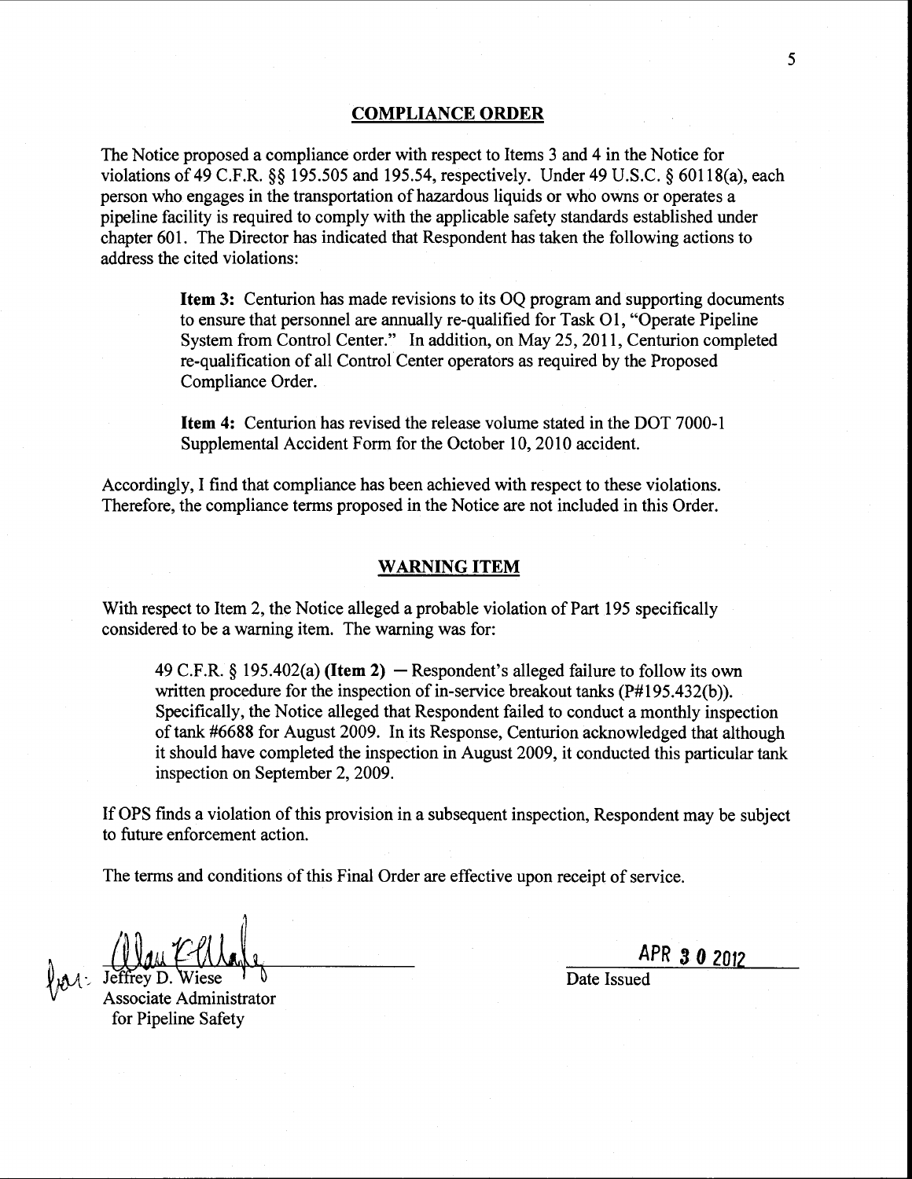## COMPLIANCE ORDER

The Notice proposed a compliance order with respect to Items 3 and 4 in the Notice for violations of 49 C.F.R. §§ 195.505 and 195.54, respectively. Under 49 U.S.C. § 60118(a), each person who engages in the transportation of hazardous liquids or who owns or operates a pipeline facility is required to comply with the applicable safety standards established under chapter 601. The Director has indicated that Respondent has taken the following actions to address the cited violations:

> **Item 3:** Centurion has made revisions to its OQ program and supporting documents to ensure that personnel are annually re-qualified for Task O1, "Operate Pipeline System from Control Center." In addition, on May 25, 2011, Centurion completed re-qualification of all Control Center operators as required by the Proposed Compliance Order.
>
> **Item 4:** Centurion has revised the release volume stated in the DOT 7000-1 Supplemental Accident Form for the October 10, 2010 accident.

Accordingly, I find that compliance has been achieved with respect to these violations. Therefore, the compliance terms proposed in the Notice are not included in this Order.

## WARNING ITEM

With respect to Item 2, the Notice alleged a probable violation of Part 195 specifically considered to be a warning item. The warning was for:

> 49 C.F.R. § 195.402(a) **(Item 2)** — Respondent's alleged failure to follow its own written procedure for the inspection of in-service breakout tanks (P#195.432(b)). Specifically, the Notice alleged that Respondent failed to conduct a monthly inspection of tank #6688 for August 2009. In its Response, Centurion acknowledged that although it should have completed the inspection in August 2009, it conducted this particular tank inspection on September 2, 2009.

If OPS finds a violation of this provision in a subsequent inspection, Respondent may be subject to future enforcement action.

The terms and conditions of this Final Order are effective upon receipt of service.

for: Jeffrey D. Wiese
Associate Administrator
for Pipeline Safety

APR 30 2012
Date Issued